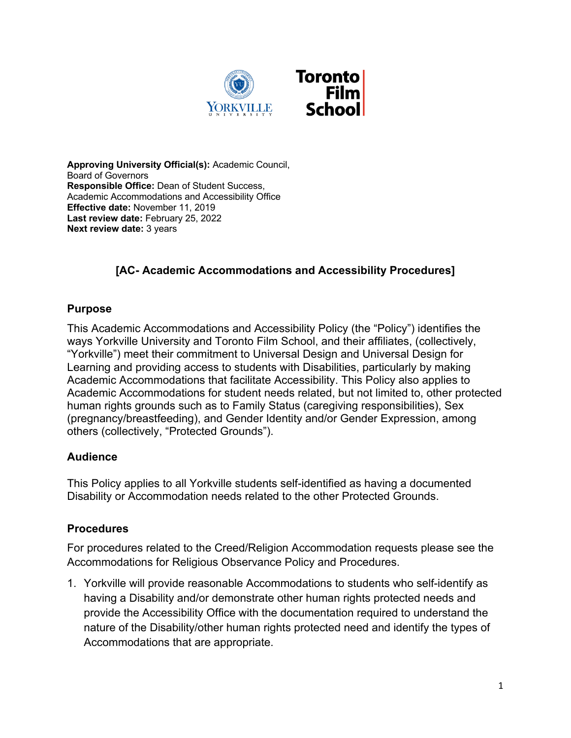**Approving University Official(s):** Academic Council,
Board of Governors
**Responsible Office:** Dean of Student Success,
Academic Accommodations and Accessibility Office
**Effective date:** November 11, 2019
**Last review date:** February 25, 2022
**Next review date:** 3 years

## [AC- Academic Accommodations and Accessibility Procedures]

### Purpose

This Academic Accommodations and Accessibility Policy (the "Policy") identifies the ways Yorkville University and Toronto Film School, and their affiliates, (collectively, "Yorkville") meet their commitment to Universal Design and Universal Design for Learning and providing access to students with Disabilities, particularly by making Academic Accommodations that facilitate Accessibility. This Policy also applies to Academic Accommodations for student needs related, but not limited to, other protected human rights grounds such as to Family Status (caregiving responsibilities), Sex (pregnancy/breastfeeding), and Gender Identity and/or Gender Expression, among others (collectively, "Protected Grounds").

### Audience

This Policy applies to all Yorkville students self-identified as having a documented Disability or Accommodation needs related to the other Protected Grounds.

### Procedures

For procedures related to the Creed/Religion Accommodation requests please see the Accommodations for Religious Observance Policy and Procedures.

1. Yorkville will provide reasonable Accommodations to students who self-identify as having a Disability and/or demonstrate other human rights protected needs and provide the Accessibility Office with the documentation required to understand the nature of the Disability/other human rights protected need and identify the types of Accommodations that are appropriate.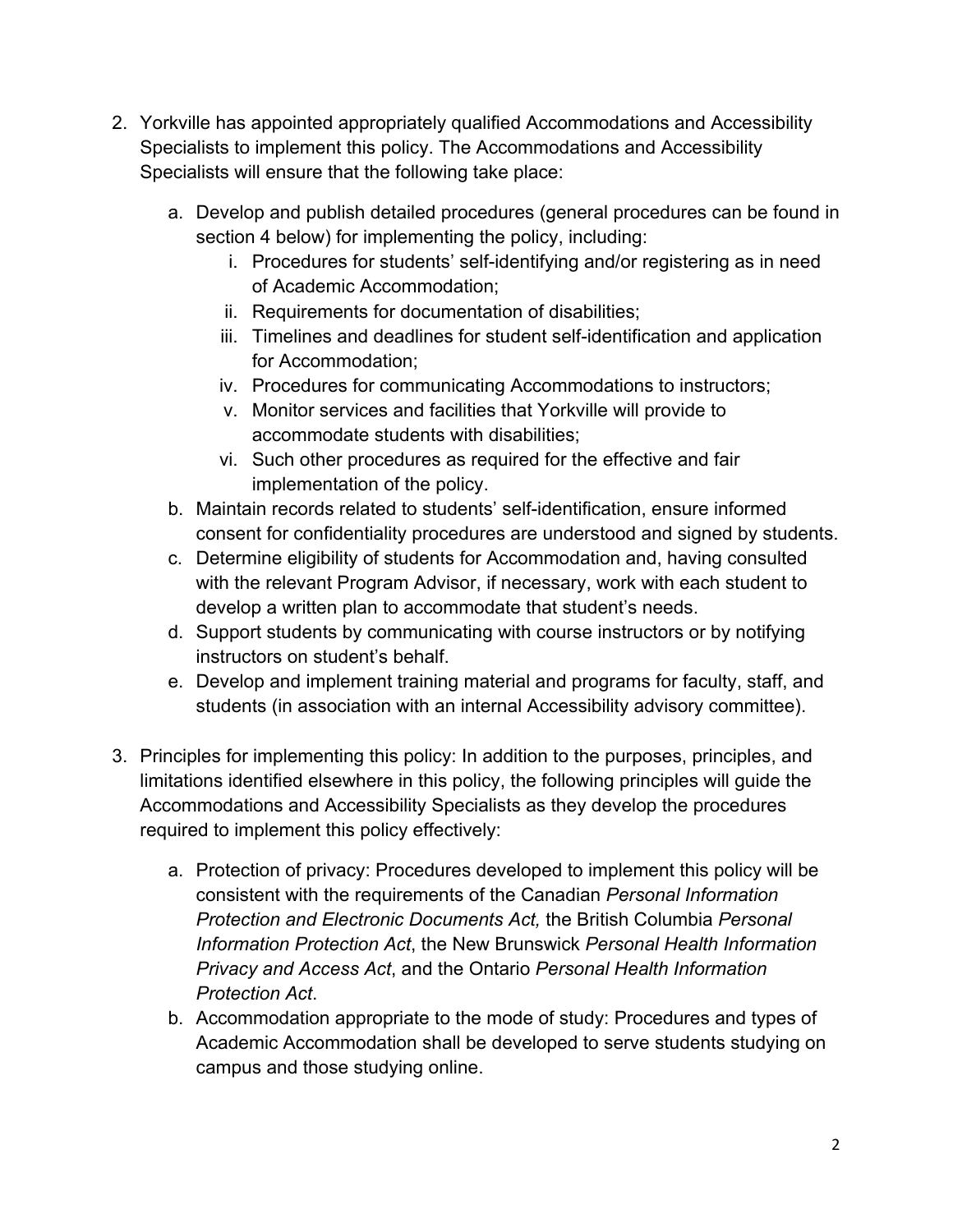2. Yorkville has appointed appropriately qualified Accommodations and Accessibility Specialists to implement this policy. The Accommodations and Accessibility Specialists will ensure that the following take place:

    a. Develop and publish detailed procedures (general procedures can be found in section 4 below) for implementing the policy, including:
        i. Procedures for students' self-identifying and/or registering as in need of Academic Accommodation;
        ii. Requirements for documentation of disabilities;
        iii. Timelines and deadlines for student self-identification and application for Accommodation;
        iv. Procedures for communicating Accommodations to instructors;
        v. Monitor services and facilities that Yorkville will provide to accommodate students with disabilities;
        vi. Such other procedures as required for the effective and fair implementation of the policy.

    b. Maintain records related to students' self-identification, ensure informed consent for confidentiality procedures are understood and signed by students.

    c. Determine eligibility of students for Accommodation and, having consulted with the relevant Program Advisor, if necessary, work with each student to develop a written plan to accommodate that student's needs.

    d. Support students by communicating with course instructors or by notifying instructors on student's behalf.

    e. Develop and implement training material and programs for faculty, staff, and students (in association with an internal Accessibility advisory committee).

3. Principles for implementing this policy: In addition to the purposes, principles, and limitations identified elsewhere in this policy, the following principles will guide the Accommodations and Accessibility Specialists as they develop the procedures required to implement this policy effectively:

    a. Protection of privacy: Procedures developed to implement this policy will be consistent with the requirements of the Canadian *Personal Information Protection and Electronic Documents Act,* the British Columbia *Personal Information Protection Act*, the New Brunswick *Personal Health Information Privacy and Access Act*, and the Ontario *Personal Health Information Protection Act*.

    b. Accommodation appropriate to the mode of study: Procedures and types of Academic Accommodation shall be developed to serve students studying on campus and those studying online.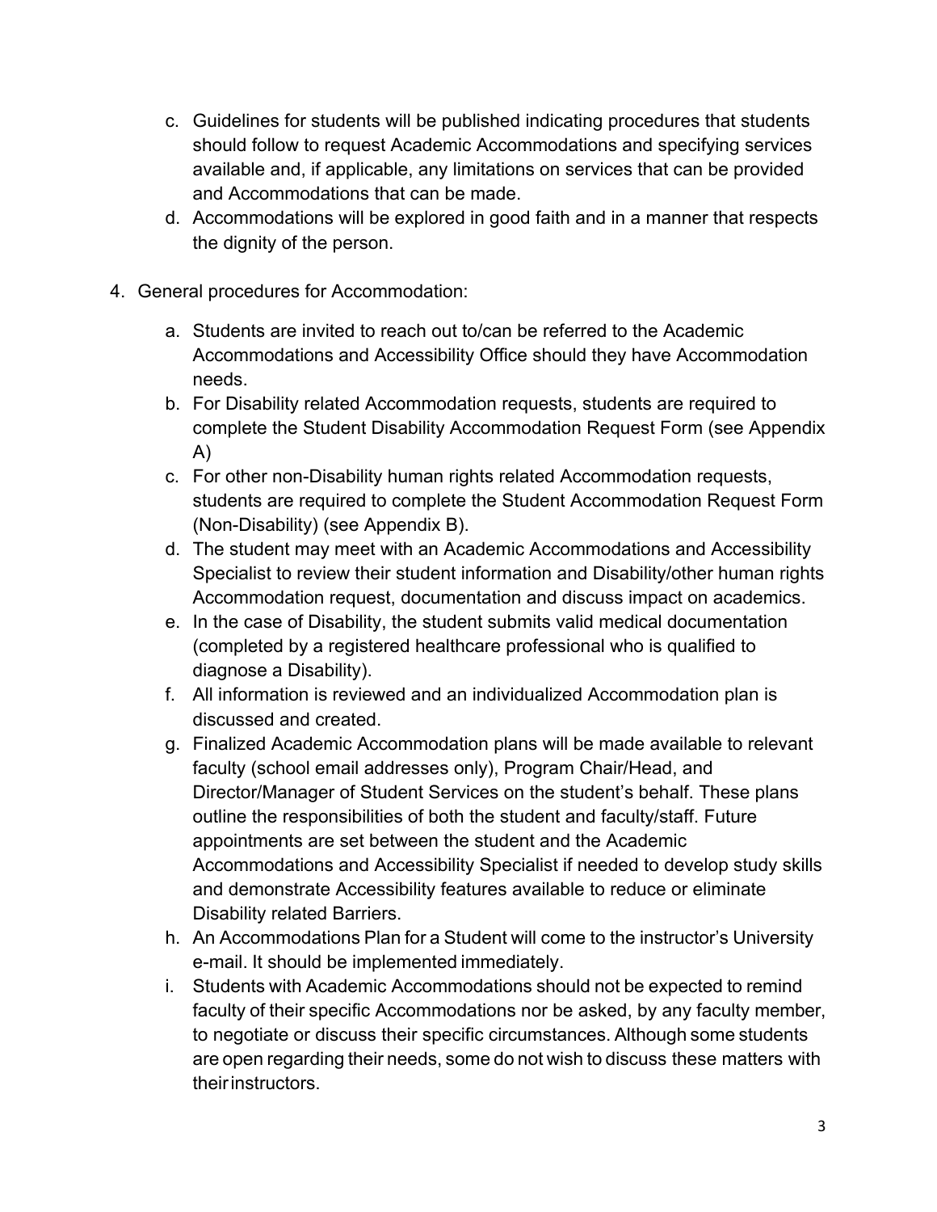c. Guidelines for students will be published indicating procedures that students should follow to request Academic Accommodations and specifying services available and, if applicable, any limitations on services that can be provided and Accommodations that can be made.

d. Accommodations will be explored in good faith and in a manner that respects the dignity of the person.

4. General procedures for Accommodation:

   a. Students are invited to reach out to/can be referred to the Academic Accommodations and Accessibility Office should they have Accommodation needs.
   b. For Disability related Accommodation requests, students are required to complete the Student Disability Accommodation Request Form (see Appendix A)
   c. For other non-Disability human rights related Accommodation requests, students are required to complete the Student Accommodation Request Form (Non-Disability) (see Appendix B).
   d. The student may meet with an Academic Accommodations and Accessibility Specialist to review their student information and Disability/other human rights Accommodation request, documentation and discuss impact on academics.
   e. In the case of Disability, the student submits valid medical documentation (completed by a registered healthcare professional who is qualified to diagnose a Disability).
   f. All information is reviewed and an individualized Accommodation plan is discussed and created.
   g. Finalized Academic Accommodation plans will be made available to relevant faculty (school email addresses only), Program Chair/Head, and Director/Manager of Student Services on the student's behalf. These plans outline the responsibilities of both the student and faculty/staff. Future appointments are set between the student and the Academic Accommodations and Accessibility Specialist if needed to develop study skills and demonstrate Accessibility features available to reduce or eliminate Disability related Barriers.
   h. An Accommodations Plan for a Student will come to the instructor's University e-mail. It should be implemented immediately.
   i. Students with Academic Accommodations should not be expected to remind faculty of their specific Accommodations nor be asked, by any faculty member, to negotiate or discuss their specific circumstances. Although some students are open regarding their needs, some do not wish to discuss these matters with their instructors.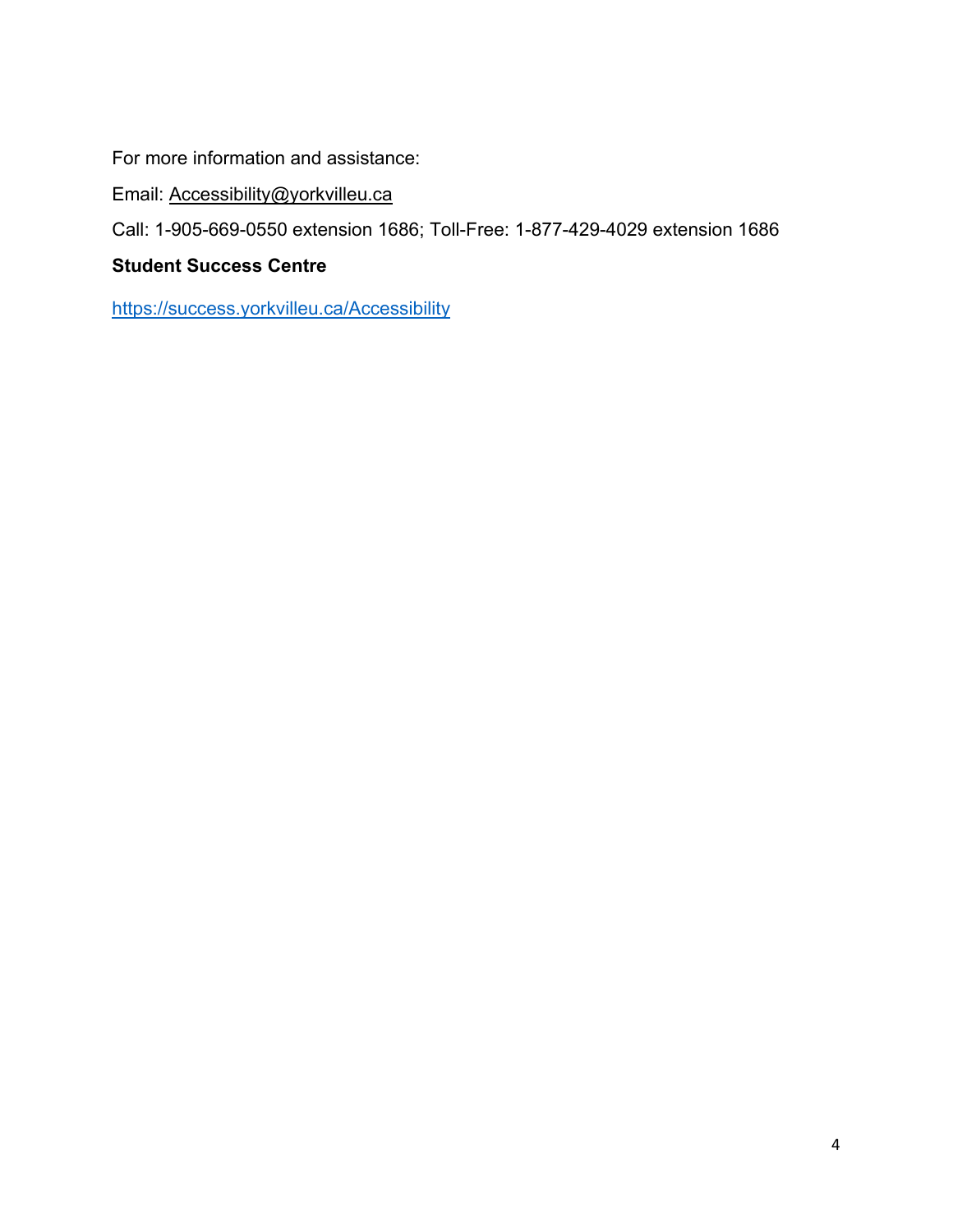For more information and assistance:

Email: Accessibility@yorkvilleu.ca

Call: 1-905-669-0550 extension 1686; Toll-Free: 1-877-429-4029 extension 1686

**Student Success Centre**

https://success.yorkvilleu.ca/Accessibility